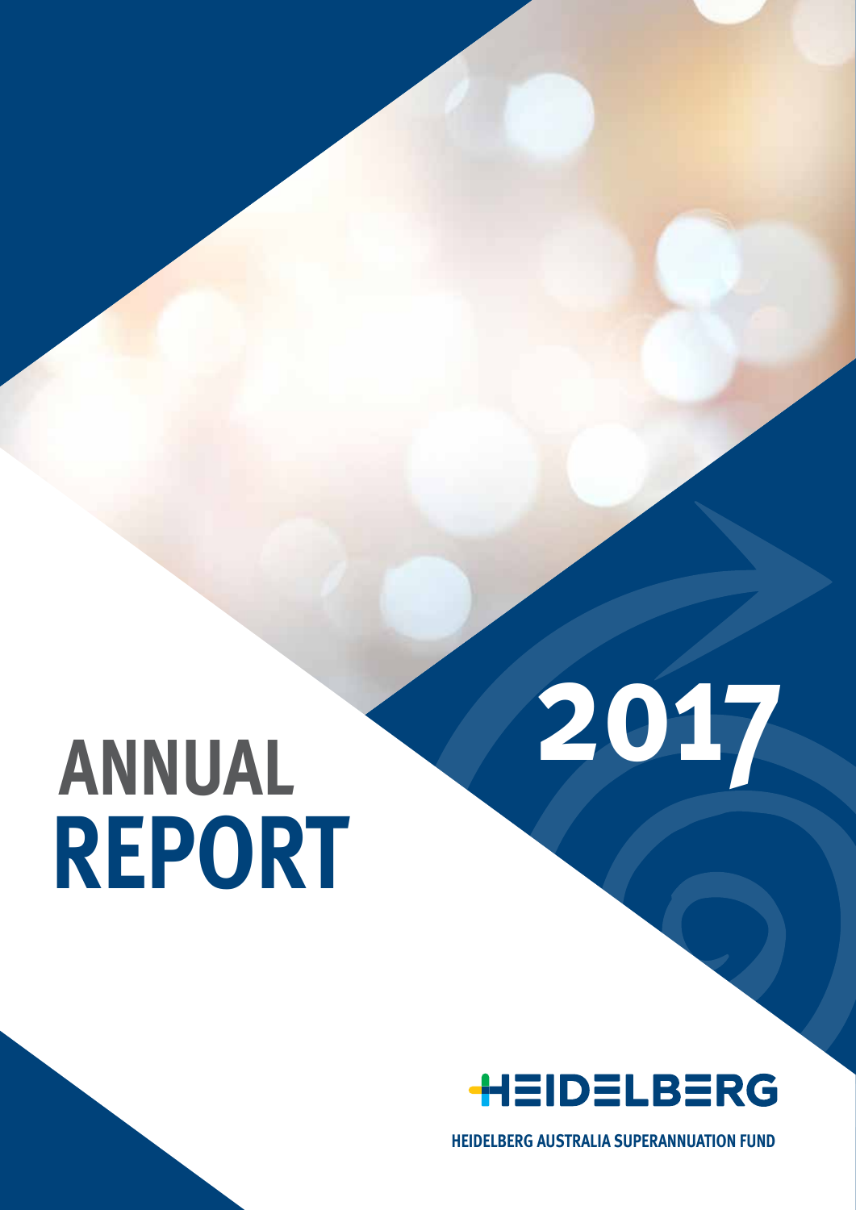# ANNUAL REPORT 2017

HEIDELBERG

HEIDELBERG AUSTRALIA SUPERANNUATION FUND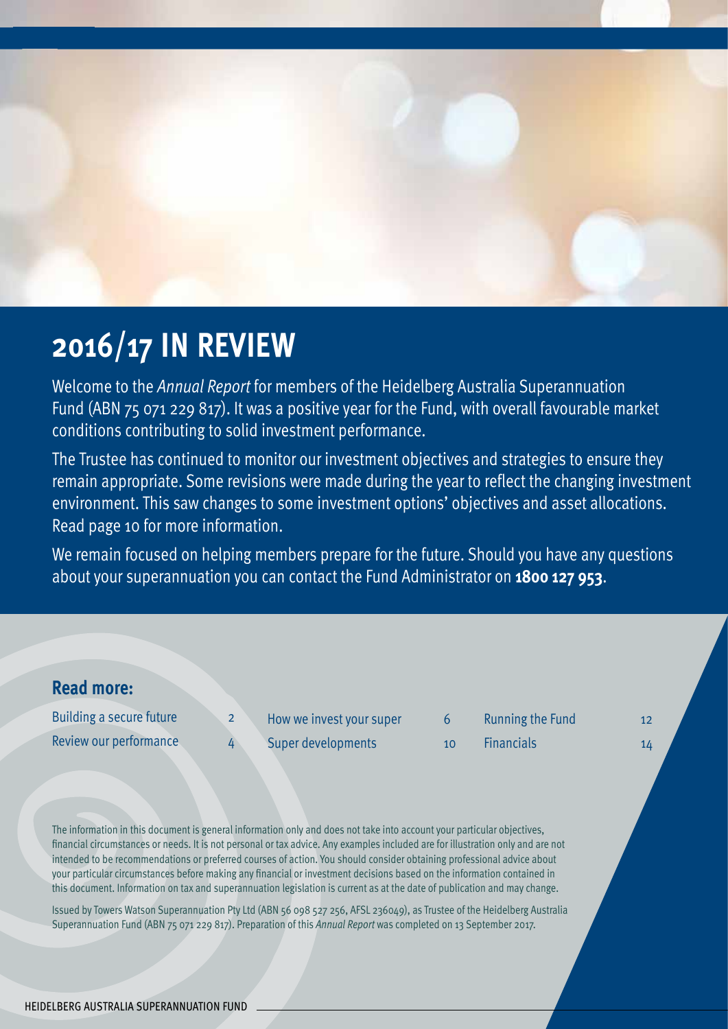# 2016/17 IN REVIEW

Welcome to the *Annual Report* for members of the Heidelberg Australia Superannuation Fund (ABN 75 071 229 817). It was a positive year for the Fund, with overall favourable market conditions contributing to solid investment performance.

The Trustee has continued to monitor our investment objectives and strategies to ensure they remain appropriate. Some revisions were made during the year to reflect the changing investment environment. This saw changes to some investment options' objectives and asset allocations. Read page 10 for more information.

We remain focused on helping members prepare for the future. Should you have any questions about your superannuation you can contact the Fund Administrator on **1800 127 953**.

## Read more:

| | | | | | |
|---|---|---|---|---|---|
| Building a secure future | 2 | How we invest your super | 6 | Running the Fund | 12 |
| Review our performance | 4 | Super developments | 10 | Financials | 14 |

The information in this document is general information only and does not take into account your particular objectives, financial circumstances or needs. It is not personal or tax advice. Any examples included are for illustration only and are not intended to be recommendations or preferred courses of action. You should consider obtaining professional advice about your particular circumstances before making any financial or investment decisions based on the information contained in this document. Information on tax and superannuation legislation is current as at the date of publication and may change.

Issued by Towers Watson Superannuation Pty Ltd (ABN 56 098 527 256, AFSL 236049), as Trustee of the Heidelberg Australia Superannuation Fund (ABN 75 071 229 817). Preparation of this *Annual Report* was completed on 13 September 2017.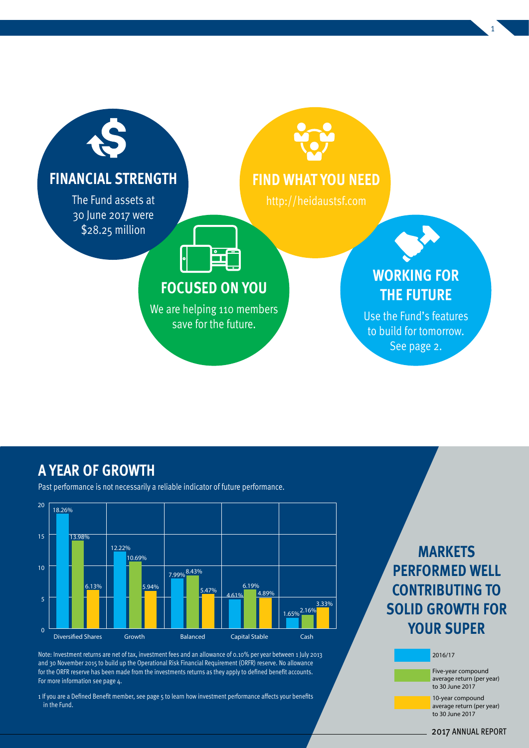## FINANCIAL STRENGTH

The Fund assets at 30 June 2017 were $28.25 million

## FIND WHAT YOU NEED

http://heidaustsf.com

## FOCUSED ON YOU

We are helping 110 members save for the future.

## WORKING FOR THE FUTURE

Use the Fund's features to build for tomorrow. See page 2.

## A YEAR OF GROWTH

Past performance is not necessarily a reliable indicator of future performance.

| | 2016/17 | Five-year compound average return (per year) to 30 June 2017 | 10-year compound average return (per year) to 30 June 2017 |
|---|---|---|---|
| Diversified Shares | 18.26% | 13.98% | 6.13% |
| Growth | 12.22% | 10.69% | 5.94% |
| Balanced | 7.99% | 8.43% | 5.47% |
| Capital Stable | 4.61% | 6.19% | 4.89% |
| Cash | 1.65% | 2.16% | 3.33% |

Note: Investment returns are net of tax, investment fees and an allowance of 0.10% per year between 1 July 2013 and 30 November 2015 to build up the Operational Risk Financial Requirement (ORFR) reserve. No allowance for the ORFR reserve has been made from the investments returns as they apply to defined benefit accounts. For more information see page 4.

1 If you are a Defined Benefit member, see page 5 to learn how investment performance affects your benefits in the Fund.

## MARKETS PERFORMED WELL CONTRIBUTING TO SOLID GROWTH FOR YOUR SUPER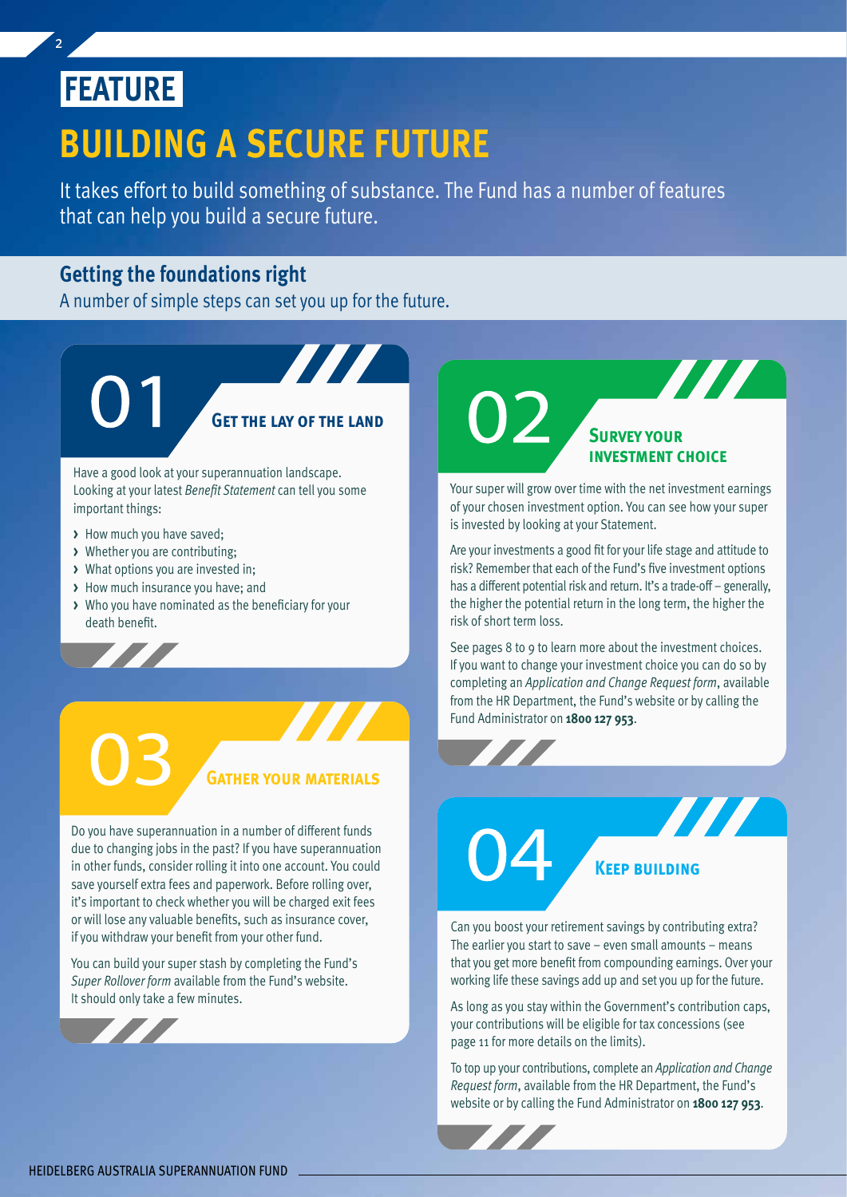# FEATURE

# BUILDING A SECURE FUTURE

It takes effort to build something of substance. The Fund has a number of features that can help you build a secure future.

## Getting the foundations right

A number of simple steps can set you up for the future.

### 01 GET THE LAY OF THE LAND

Have a good look at your superannuation landscape. Looking at your latest *Benefit Statement* can tell you some important things:

- How much you have saved;
- Whether you are contributing;
- What options you are invested in;
- How much insurance you have; and
- Who you have nominated as the beneficiary for your death benefit.

### 02 SURVEY YOUR INVESTMENT CHOICE

Your super will grow over time with the net investment earnings of your chosen investment option. You can see how your super is invested by looking at your Statement.

Are your investments a good fit for your life stage and attitude to risk? Remember that each of the Fund's five investment options has a different potential risk and return. It's a trade-off – generally, the higher the potential return in the long term, the higher the risk of short term loss.

See pages 8 to 9 to learn more about the investment choices. If you want to change your investment choice you can do so by completing an *Application and Change Request form*, available from the HR Department, the Fund's website or by calling the Fund Administrator on **1800 127 953**.

### 03 GATHER YOUR MATERIALS

Do you have superannuation in a number of different funds due to changing jobs in the past? If you have superannuation in other funds, consider rolling it into one account. You could save yourself extra fees and paperwork. Before rolling over, it's important to check whether you will be charged exit fees or will lose any valuable benefits, such as insurance cover, if you withdraw your benefit from your other fund.

You can build your super stash by completing the Fund's *Super Rollover form* available from the Fund's website. It should only take a few minutes.

### 04 KEEP BUILDING

Can you boost your retirement savings by contributing extra? The earlier you start to save – even small amounts – means that you get more benefit from compounding earnings. Over your working life these savings add up and set you up for the future.

As long as you stay within the Government's contribution caps, your contributions will be eligible for tax concessions (see page 11 for more details on the limits).

To top up your contributions, complete an *Application and Change Request form*, available from the HR Department, the Fund's website or by calling the Fund Administrator on **1800 127 953**.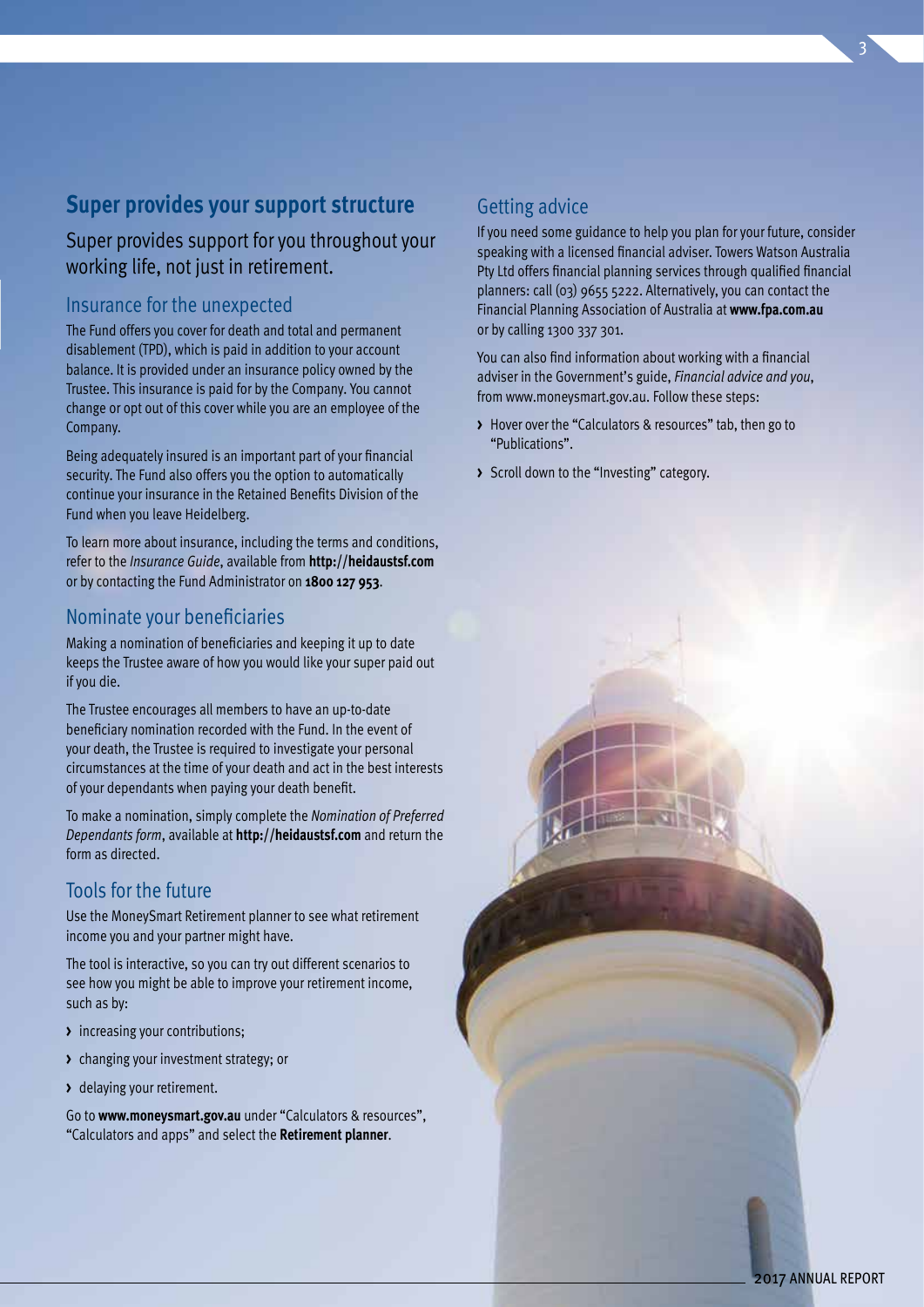## Super provides your support structure

### Super provides support for you throughout your working life, not just in retirement.

### Insurance for the unexpected

The Fund offers you cover for death and total and permanent disablement (TPD), which is paid in addition to your account balance. It is provided under an insurance policy owned by the Trustee. This insurance is paid for by the Company. You cannot change or opt out of this cover while you are an employee of the Company.

Being adequately insured is an important part of your financial security. The Fund also offers you the option to automatically continue your insurance in the Retained Benefits Division of the Fund when you leave Heidelberg.

To learn more about insurance, including the terms and conditions, refer to the *Insurance Guide*, available from **http://heidaustsf.com** or by contacting the Fund Administrator on **1800 127 953**.

### Nominate your beneficiaries

Making a nomination of beneficiaries and keeping it up to date keeps the Trustee aware of how you would like your super paid out if you die.

The Trustee encourages all members to have an up-to-date beneficiary nomination recorded with the Fund. In the event of your death, the Trustee is required to investigate your personal circumstances at the time of your death and act in the best interests of your dependants when paying your death benefit.

To make a nomination, simply complete the *Nomination of Preferred Dependants form*, available at **http://heidaustsf.com** and return the form as directed.

### Tools for the future

Use the MoneySmart Retirement planner to see what retirement income you and your partner might have.

The tool is interactive, so you can try out different scenarios to see how you might be able to improve your retirement income, such as by:

- increasing your contributions;
- changing your investment strategy; or
- delaying your retirement.

Go to **www.moneysmart.gov.au** under "Calculators & resources", "Calculators and apps" and select the **Retirement planner**.

### Getting advice

If you need some guidance to help you plan for your future, consider speaking with a licensed financial adviser. Towers Watson Australia Pty Ltd offers financial planning services through qualified financial planners: call (03) 9655 5222. Alternatively, you can contact the Financial Planning Association of Australia at **www.fpa.com.au** or by calling 1300 337 301.

You can also find information about working with a financial adviser in the Government's guide, *Financial advice and you*, from www.moneysmart.gov.au. Follow these steps:

- Hover over the "Calculators & resources" tab, then go to "Publications".
- Scroll down to the "Investing" category.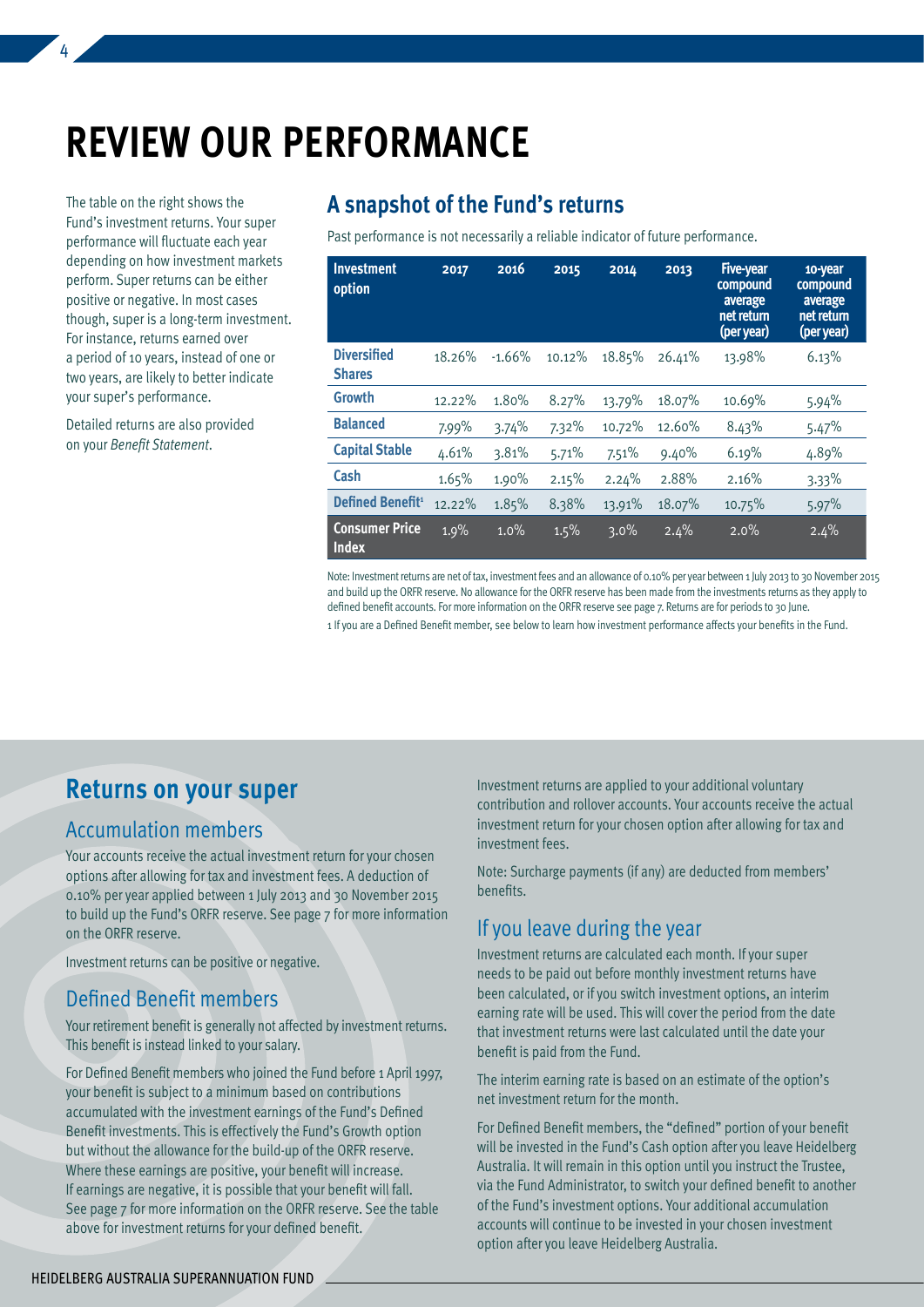# REVIEW OUR PERFORMANCE

The table on the right shows the Fund's investment returns. Your super performance will fluctuate each year depending on how investment markets perform. Super returns can be either positive or negative. In most cases though, super is a long-term investment. For instance, returns earned over a period of 10 years, instead of one or two years, are likely to better indicate your super's performance.

Detailed returns are also provided on your *Benefit Statement*.

## A snapshot of the Fund's returns

Past performance is not necessarily a reliable indicator of future performance.

| Investment option | 2017 | 2016 | 2015 | 2014 | 2013 | Five-year compound average net return (per year) | 10-year compound average net return (per year) |
|---|---|---|---|---|---|---|---|
| Diversified Shares | 18.26% | -1.66% | 10.12% | 18.85% | 26.41% | 13.98% | 6.13% |
| Growth | 12.22% | 1.80% | 8.27% | 13.79% | 18.07% | 10.69% | 5.94% |
| Balanced | 7.99% | 3.74% | 7.32% | 10.72% | 12.60% | 8.43% | 5.47% |
| Capital Stable | 4.61% | 3.81% | 5.71% | 7.51% | 9.40% | 6.19% | 4.89% |
| Cash | 1.65% | 1.90% | 2.15% | 2.24% | 2.88% | 2.16% | 3.33% |
| Defined Benefit[1] | 12.22% | 1.85% | 8.38% | 13.91% | 18.07% | 10.75% | 5.97% |
| Consumer Price Index | 1.9% | 1.0% | 1.5% | 3.0% | 2.4% | 2.0% | 2.4% |

Note: Investment returns are net of tax, investment fees and an allowance of 0.10% per year between 1 July 2013 to 30 November 2015 and build up the ORFR reserve. No allowance for the ORFR reserve has been made from the investments returns as they apply to defined benefit accounts. For more information on the ORFR reserve see page 7. Returns are for periods to 30 June.

1 If you are a Defined Benefit member, see below to learn how investment performance affects your benefits in the Fund.

## Returns on your super

### Accumulation members

Your accounts receive the actual investment return for your chosen options after allowing for tax and investment fees. A deduction of 0.10% per year applied between 1 July 2013 and 30 November 2015 to build up the Fund's ORFR reserve. See page 7 for more information on the ORFR reserve.

Investment returns can be positive or negative.

### Defined Benefit members

Your retirement benefit is generally not affected by investment returns. This benefit is instead linked to your salary.

For Defined Benefit members who joined the Fund before 1 April 1997, your benefit is subject to a minimum based on contributions accumulated with the investment earnings of the Fund's Defined Benefit investments. This is effectively the Fund's Growth option but without the allowance for the build-up of the ORFR reserve. Where these earnings are positive, your benefit will increase. If earnings are negative, it is possible that your benefit will fall. See page 7 for more information on the ORFR reserve. See the table above for investment returns for your defined benefit.

Investment returns are applied to your additional voluntary contribution and rollover accounts. Your accounts receive the actual investment return for your chosen option after allowing for tax and investment fees.

Note: Surcharge payments (if any) are deducted from members' benefits.

### If you leave during the year

Investment returns are calculated each month. If your super needs to be paid out before monthly investment returns have been calculated, or if you switch investment options, an interim earning rate will be used. This will cover the period from the date that investment returns were last calculated until the date your benefit is paid from the Fund.

The interim earning rate is based on an estimate of the option's net investment return for the month.

For Defined Benefit members, the "defined" portion of your benefit will be invested in the Fund's Cash option after you leave Heidelberg Australia. It will remain in this option until you instruct the Trustee, via the Fund Administrator, to switch your defined benefit to another of the Fund's investment options. Your additional accumulation accounts will continue to be invested in your chosen investment option after you leave Heidelberg Australia.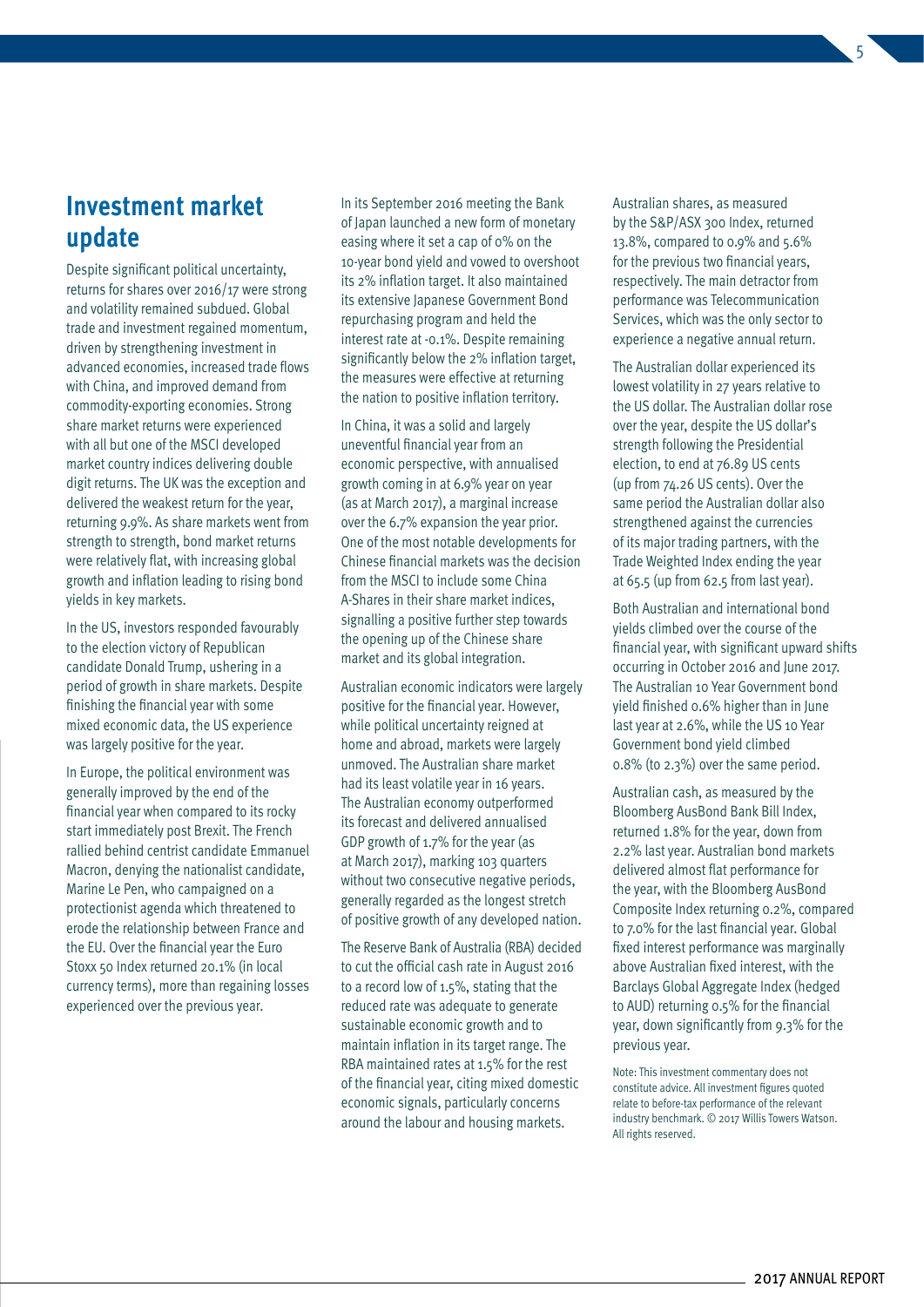## Investment market update

Despite significant political uncertainty, returns for shares over 2016/17 were strong and volatility remained subdued. Global trade and investment regained momentum, driven by strengthening investment in advanced economies, increased trade flows with China, and improved demand from commodity-exporting economies. Strong share market returns were experienced with all but one of the MSCI developed market country indices delivering double digit returns. The UK was the exception and delivered the weakest return for the year, returning 9.9%. As share markets went from strength to strength, bond market returns were relatively flat, with increasing global growth and inflation leading to rising bond yields in key markets.

In the US, investors responded favourably to the election victory of Republican candidate Donald Trump, ushering in a period of growth in share markets. Despite finishing the financial year with some mixed economic data, the US experience was largely positive for the year.

In Europe, the political environment was generally improved by the end of the financial year when compared to its rocky start immediately post Brexit. The French rallied behind centrist candidate Emmanuel Macron, denying the nationalist candidate, Marine Le Pen, who campaigned on a protectionist agenda which threatened to erode the relationship between France and the EU. Over the financial year the Euro Stoxx 50 Index returned 20.1% (in local currency terms), more than regaining losses experienced over the previous year.

In its September 2016 meeting the Bank of Japan launched a new form of monetary easing where it set a cap of 0% on the 10-year bond yield and vowed to overshoot its 2% inflation target. It also maintained its extensive Japanese Government Bond repurchasing program and held the interest rate at -0.1%. Despite remaining significantly below the 2% inflation target, the measures were effective at returning the nation to positive inflation territory.

In China, it was a solid and largely uneventful financial year from an economic perspective, with annualised growth coming in at 6.9% year on year (as at March 2017), a marginal increase over the 6.7% expansion the year prior. One of the most notable developments for Chinese financial markets was the decision from the MSCI to include some China A-Shares in their share market indices, signalling a positive further step towards the opening up of the Chinese share market and its global integration.

Australian economic indicators were largely positive for the financial year. However, while political uncertainty reigned at home and abroad, markets were largely unmoved. The Australian share market had its least volatile year in 16 years. The Australian economy outperformed its forecast and delivered annualised GDP growth of 1.7% for the year (as at March 2017), marking 103 quarters without two consecutive negative periods, generally regarded as the longest stretch of positive growth of any developed nation.

The Reserve Bank of Australia (RBA) decided to cut the official cash rate in August 2016 to a record low of 1.5%, stating that the reduced rate was adequate to generate sustainable economic growth and to maintain inflation in its target range. The RBA maintained rates at 1.5% for the rest of the financial year, citing mixed domestic economic signals, particularly concerns around the labour and housing markets.

Australian shares, as measured by the S&P/ASX 300 Index, returned 13.8%, compared to 0.9% and 5.6% for the previous two financial years, respectively. The main detractor from performance was Telecommunication Services, which was the only sector to experience a negative annual return.

The Australian dollar experienced its lowest volatility in 27 years relative to the US dollar. The Australian dollar rose over the year, despite the US dollar's strength following the Presidential election, to end at 76.89 US cents (up from 74.26 US cents). Over the same period the Australian dollar also strengthened against the currencies of its major trading partners, with the Trade Weighted Index ending the year at 65.5 (up from 62.5 from last year).

Both Australian and international bond yields climbed over the course of the financial year, with significant upward shifts occurring in October 2016 and June 2017. The Australian 10 Year Government bond yield finished 0.6% higher than in June last year at 2.6%, while the US 10 Year Government bond yield climbed 0.8% (to 2.3%) over the same period.

Australian cash, as measured by the Bloomberg AusBond Bank Bill Index, returned 1.8% for the year, down from 2.2% last year. Australian bond markets delivered almost flat performance for the year, with the Bloomberg AusBond Composite Index returning 0.2%, compared to 7.0% for the last financial year. Global fixed interest performance was marginally above Australian fixed interest, with the Barclays Global Aggregate Index (hedged to AUD) returning 0.5% for the financial year, down significantly from 9.3% for the previous year.

Note: This investment commentary does not constitute advice. All investment figures quoted relate to before-tax performance of the relevant industry benchmark. © 2017 Willis Towers Watson. All rights reserved.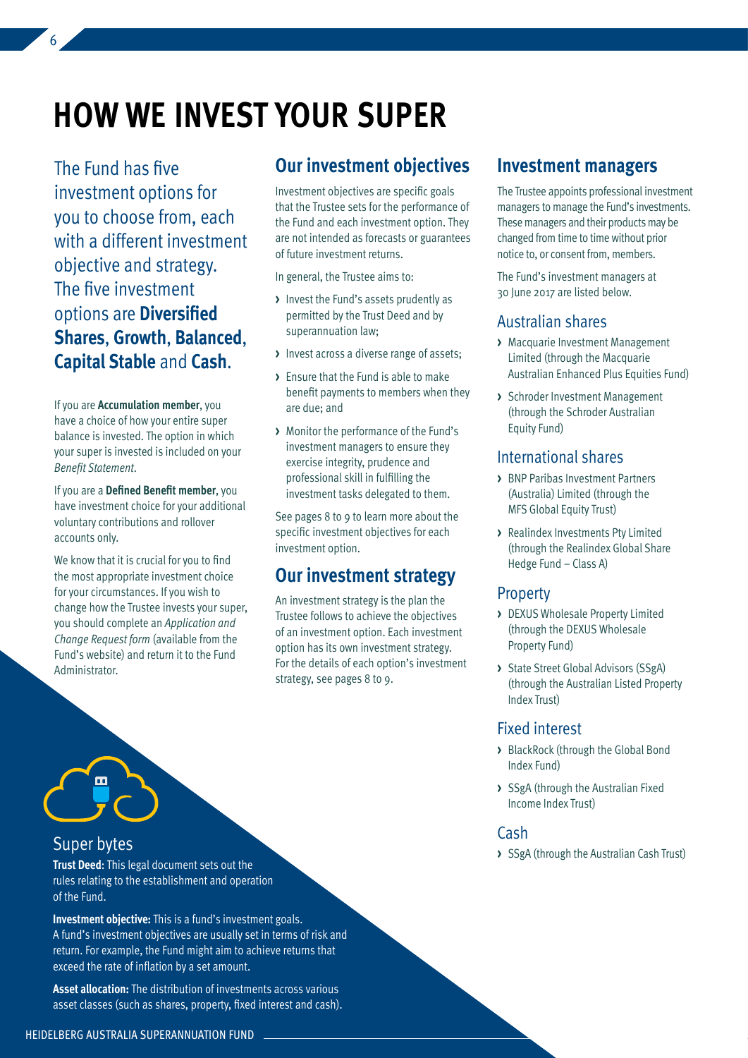# HOW WE INVEST YOUR SUPER

The Fund has five investment options for you to choose from, each with a different investment objective and strategy. The five investment options are **Diversified Shares**, **Growth**, **Balanced**, **Capital Stable** and **Cash**.

If you are **Accumulation member**, you have a choice of how your entire super balance is invested. The option in which your super is invested is included on your *Benefit Statement*.

If you are a **Defined Benefit member**, you have investment choice for your additional voluntary contributions and rollover accounts only.

We know that it is crucial for you to find the most appropriate investment choice for your circumstances. If you wish to change how the Trustee invests your super, you should complete an *Application and Change Request form* (available from the Fund's website) and return it to the Fund Administrator.

### Super bytes

**Trust Deed**: This legal document sets out the rules relating to the establishment and operation of the Fund.

**Investment objective:** This is a fund's investment goals. A fund's investment objectives are usually set in terms of risk and return. For example, the Fund might aim to achieve returns that exceed the rate of inflation by a set amount.

**Asset allocation:** The distribution of investments across various asset classes (such as shares, property, fixed interest and cash).

## Our investment objectives

Investment objectives are specific goals that the Trustee sets for the performance of the Fund and each investment option. They are not intended as forecasts or guarantees of future investment returns.

In general, the Trustee aims to:

- Invest the Fund's assets prudently as permitted by the Trust Deed and by superannuation law;
- Invest across a diverse range of assets;
- Ensure that the Fund is able to make benefit payments to members when they are due; and
- Monitor the performance of the Fund's investment managers to ensure they exercise integrity, prudence and professional skill in fulfilling the investment tasks delegated to them.

See pages 8 to 9 to learn more about the specific investment objectives for each investment option.

## Our investment strategy

An investment strategy is the plan the Trustee follows to achieve the objectives of an investment option. Each investment option has its own investment strategy. For the details of each option's investment strategy, see pages 8 to 9.

## Investment managers

The Trustee appoints professional investment managers to manage the Fund's investments. These managers and their products may be changed from time to time without prior notice to, or consent from, members.

The Fund's investment managers at 30 June 2017 are listed below.

### Australian shares

- Macquarie Investment Management Limited (through the Macquarie Australian Enhanced Plus Equities Fund)
- Schroder Investment Management (through the Schroder Australian Equity Fund)

### International shares

- BNP Paribas Investment Partners (Australia) Limited (through the MFS Global Equity Trust)
- Realindex Investments Pty Limited (through the Realindex Global Share Hedge Fund – Class A)

### Property

- DEXUS Wholesale Property Limited (through the DEXUS Wholesale Property Fund)
- State Street Global Advisors (SSgA) (through the Australian Listed Property Index Trust)

### Fixed interest

- BlackRock (through the Global Bond Index Fund)
- SSgA (through the Australian Fixed Income Index Trust)

### Cash

- SSgA (through the Australian Cash Trust)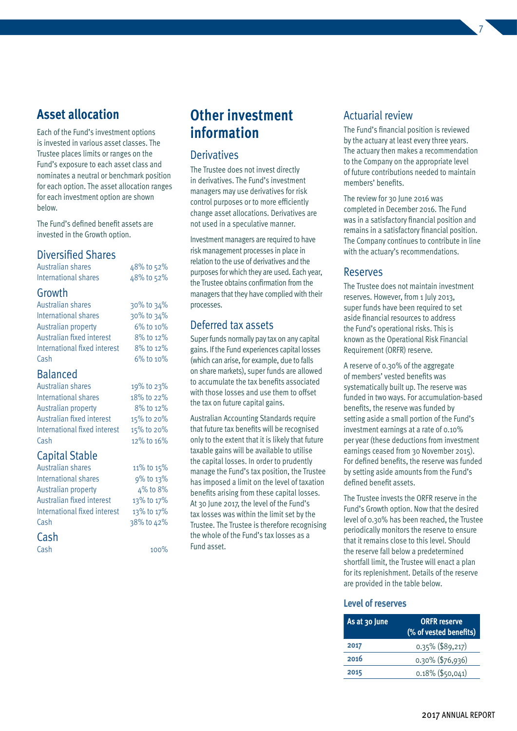## Asset allocation

Each of the Fund's investment options is invested in various asset classes. The Trustee places limits or ranges on the Fund's exposure to each asset class and nominates a neutral or benchmark position for each option. The asset allocation ranges for each investment option are shown below.

The Fund's defined benefit assets are invested in the Growth option.

### Diversified Shares

| | |
|---|---|
| Australian shares | 48% to 52% |
| International shares | 48% to 52% |

### Growth

| | |
|---|---|
| Australian shares | 30% to 34% |
| International shares | 30% to 34% |
| Australian property | 6% to 10% |
| Australian fixed interest | 8% to 12% |
| International fixed interest | 8% to 12% |
| Cash | 6% to 10% |

### Balanced

| | |
|---|---|
| Australian shares | 19% to 23% |
| International shares | 18% to 22% |
| Australian property | 8% to 12% |
| Australian fixed interest | 15% to 20% |
| International fixed interest | 15% to 20% |
| Cash | 12% to 16% |

### Capital Stable

| | |
|---|---|
| Australian shares | 11% to 15% |
| International shares | 9% to 13% |
| Australian property | 4% to 8% |
| Australian fixed interest | 13% to 17% |
| International fixed interest | 13% to 17% |
| Cash | 38% to 42% |

### Cash

| | |
|---|---|
| Cash | 100% |

## Other investment information

### Derivatives

The Trustee does not invest directly in derivatives. The Fund's investment managers may use derivatives for risk control purposes or to more efficiently change asset allocations. Derivatives are not used in a speculative manner.

Investment managers are required to have risk management processes in place in relation to the use of derivatives and the purposes for which they are used. Each year, the Trustee obtains confirmation from the managers that they have complied with their processes.

### Deferred tax assets

Super funds normally pay tax on any capital gains. If the Fund experiences capital losses (which can arise, for example, due to falls on share markets), super funds are allowed to accumulate the tax benefits associated with those losses and use them to offset the tax on future capital gains.

Australian Accounting Standards require that future tax benefits will be recognised only to the extent that it is likely that future taxable gains will be available to utilise the capital losses. In order to prudently manage the Fund's tax position, the Trustee has imposed a limit on the level of taxation benefits arising from these capital losses. At 30 June 2017, the level of the Fund's tax losses was within the limit set by the Trustee. The Trustee is therefore recognising the whole of the Fund's tax losses as a Fund asset.

### Actuarial review

The Fund's financial position is reviewed by the actuary at least every three years. The actuary then makes a recommendation to the Company on the appropriate level of future contributions needed to maintain members' benefits.

The review for 30 June 2016 was completed in December 2016. The Fund was in a satisfactory financial position and remains in a satisfactory financial position. The Company continues to contribute in line with the actuary's recommendations.

### Reserves

The Trustee does not maintain investment reserves. However, from 1 July 2013, super funds have been required to set aside financial resources to address the Fund's operational risks. This is known as the Operational Risk Financial Requirement (ORFR) reserve.

A reserve of 0.30% of the aggregate of members' vested benefits was systematically built up. The reserve was funded in two ways. For accumulation-based benefits, the reserve was funded by setting aside a small portion of the Fund's investment earnings at a rate of 0.10% per year (these deductions from investment earnings ceased from 30 November 2015). For defined benefits, the reserve was funded by setting aside amounts from the Fund's defined benefit assets.

The Trustee invests the ORFR reserve in the Fund's Growth option. Now that the desired level of 0.30% has been reached, the Trustee periodically monitors the reserve to ensure that it remains close to this level. Should the reserve fall below a predetermined shortfall limit, the Trustee will enact a plan for its replenishment. Details of the reserve are provided in the table below.

#### Level of reserves

| As at 30 June | ORFR reserve (% of vested benefits) |
|---|---|
| 2017 | 0.35% ($89,217) |
| 2016 | 0.30% ($76,936) |
| 2015 | 0.18% ($50,041) |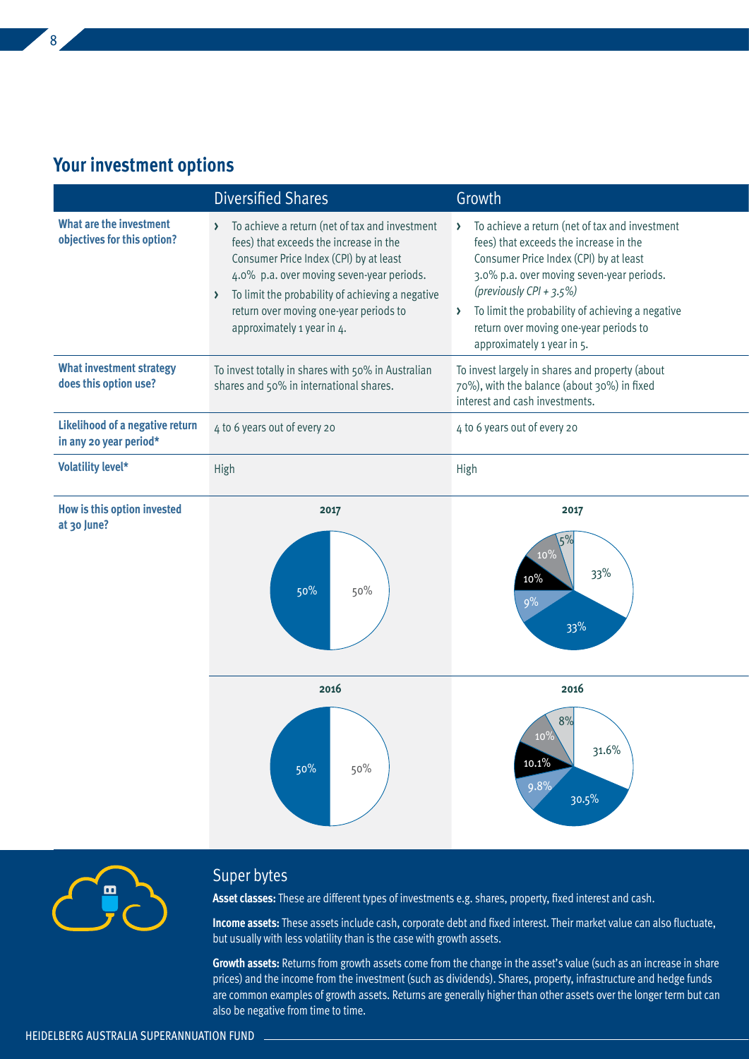## Your investment options

| | Diversified Shares | Growth |
|---|---|---|
| **What are the investment objectives for this option?** | › To achieve a return (net of tax and investment fees) that exceeds the increase in the Consumer Price Index (CPI) by at least 4.0% p.a. over moving seven-year periods.<br>› To limit the probability of achieving a negative return over moving one-year periods to approximately 1 year in 4. | › To achieve a return (net of tax and investment fees) that exceeds the increase in the Consumer Price Index (CPI) by at least 3.0% p.a. over moving seven-year periods. *(previously CPI + 3.5%)*<br>› To limit the probability of achieving a negative return over moving one-year periods to approximately 1 year in 5. |
| **What investment strategy does this option use?** | To invest totally in shares with 50% in Australian shares and 50% in international shares. | To invest largely in shares and property (about 70%), with the balance (about 30%) in fixed interest and cash investments. |
| **Likelihood of a negative return in any 20 year period*** | 4 to 6 years out of every 20 | 4 to 6 years out of every 20 |
| **Volatility level*** | High | High |
| **How is this option invested at 30 June?** | **2017**: 50%, 50%<br>**2016**: 50%, 50% | **2017**: 33%, 33%, 9%, 10%, 10%, 5%<br>**2016**: 31.6%, 30.5%, 9.8%, 10.1%, 10%, 8% |

### Super bytes

**Asset classes:** These are different types of investments e.g. shares, property, fixed interest and cash.

**Income assets:** These assets include cash, corporate debt and fixed interest. Their market value can also fluctuate, but usually with less volatility than is the case with growth assets.

**Growth assets:** Returns from growth assets come from the change in the asset's value (such as an increase in share prices) and the income from the investment (such as dividends). Shares, property, infrastructure and hedge funds are common examples of growth assets. Returns are generally higher than other assets over the longer term but can also be negative from time to time.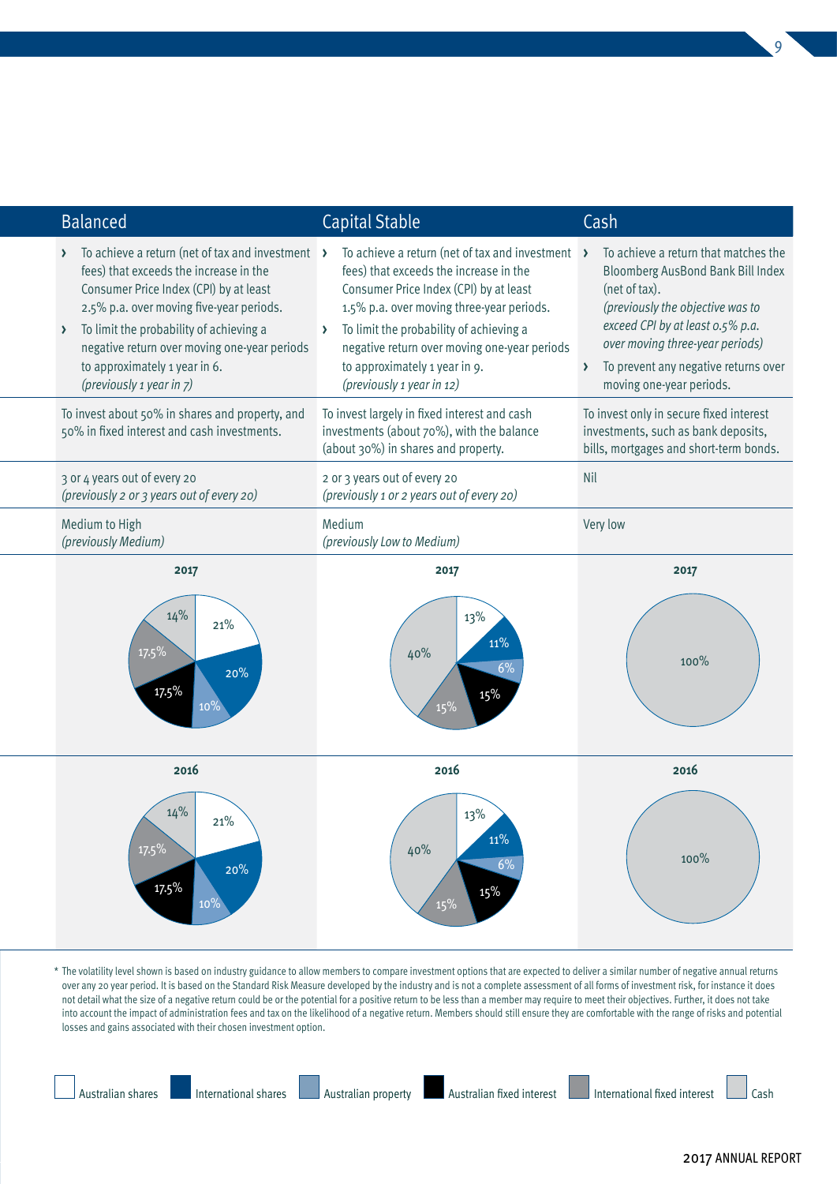| Balanced | Capital Stable | Cash |
|---|---|---|
| › To achieve a return (net of tax and investment fees) that exceeds the increase in the Consumer Price Index (CPI) by at least 2.5% p.a. over moving five-year periods.<br>› To limit the probability of achieving a negative return over moving one-year periods to approximately 1 year in 6. *(previously 1 year in 7)* | › To achieve a return (net of tax and investment fees) that exceeds the increase in the Consumer Price Index (CPI) by at least 1.5% p.a. over moving three-year periods.<br>› To limit the probability of achieving a negative return over moving one-year periods to approximately 1 year in 9. *(previously 1 year in 12)* | › To achieve a return that matches the Bloomberg AusBond Bank Bill Index (net of tax). *(previously the objective was to exceed CPI by at least 0.5% p.a. over moving three-year periods)*<br>› To prevent any negative returns over moving one-year periods. |
| To invest about 50% in shares and property, and 50% in fixed interest and cash investments. | To invest largely in fixed interest and cash investments (about 70%), with the balance (about 30%) in shares and property. | To invest only in secure fixed interest investments, such as bank deposits, bills, mortgages and short-term bonds. |
| 3 or 4 years out of every 20 *(previously 2 or 3 years out of every 20)* | 2 or 3 years out of every 20 *(previously 1 or 2 years out of every 20)* | Nil |
| Medium to High *(previously Medium)* | Medium *(previously Low to Medium)* | Very low |
| **2017**: Australian shares 21%, International shares 20%, Australian property 10%, Australian fixed interest 17.5%, International fixed interest 17.5%, Cash 14% | **2017**: Australian shares 13%, International shares 11%, Australian property 6%, Australian fixed interest 15%, International fixed interest 15%, Cash 40% | **2017**: Cash 100% |
| **2016**: Australian shares 21%, International shares 20%, Australian property 10%, Australian fixed interest 17.5%, International fixed interest 17.5%, Cash 14% | **2016**: Australian shares 13%, International shares 11%, Australian property 6%, Australian fixed interest 15%, International fixed interest 15%, Cash 40% | **2016**: Cash 100% |

\* The volatility level shown is based on industry guidance to allow members to compare investment options that are expected to deliver a similar number of negative annual returns over any 20 year period. It is based on the Standard Risk Measure developed by the industry and is not a complete assessment of all forms of investment risk, for instance it does not detail what the size of a negative return could be or the potential for a positive return to be less than a member may require to meet their objectives. Further, it does not take into account the impact of administration fees and tax on the likelihood of a negative return. Members should still ensure they are comfortable with the range of risks and potential losses and gains associated with their chosen investment option.

Australian shares | International shares | Australian property | Australian fixed interest | International fixed interest | Cash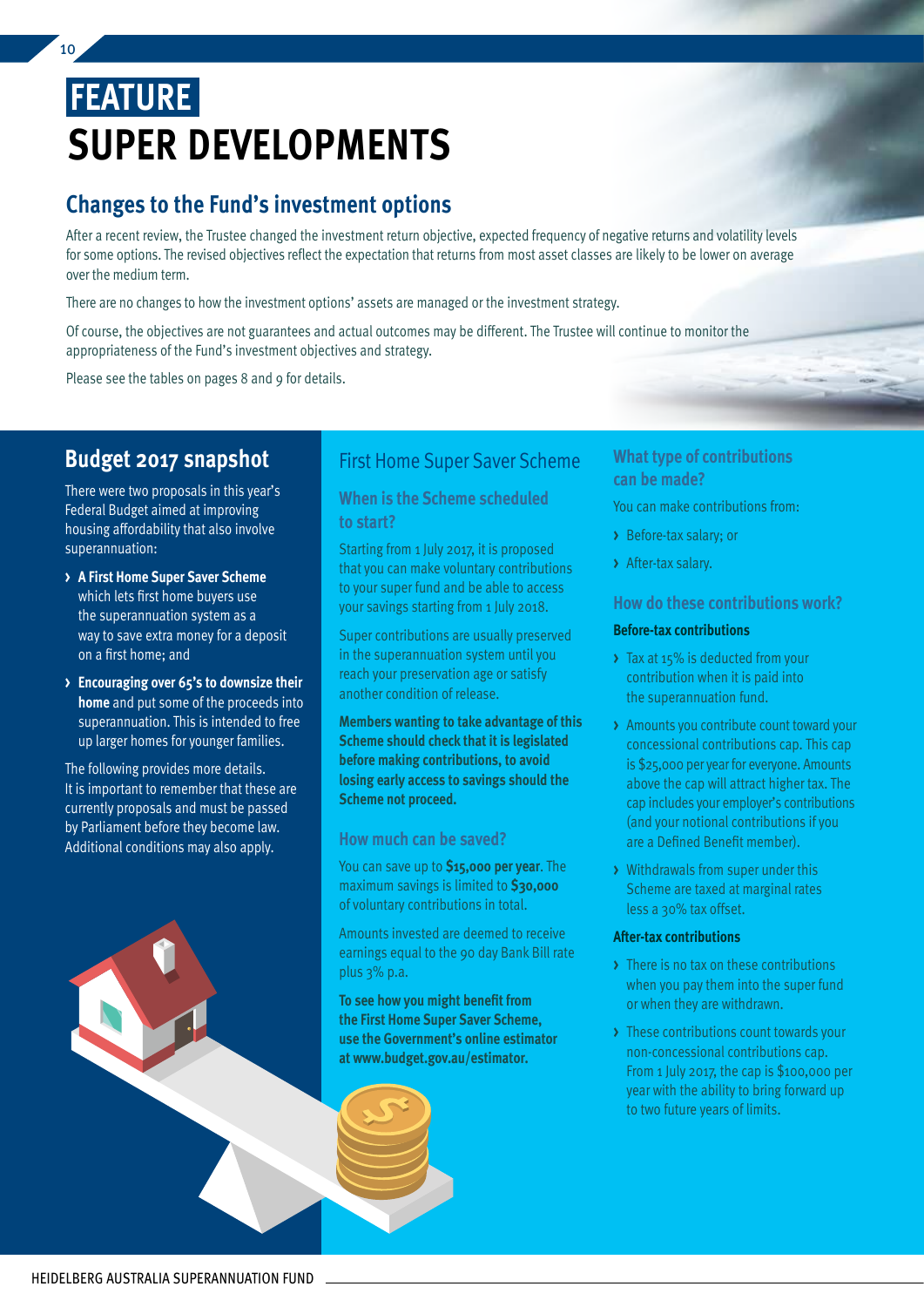# FEATURE
# SUPER DEVELOPMENTS

## Changes to the Fund's investment options

After a recent review, the Trustee changed the investment return objective, expected frequency of negative returns and volatility levels for some options. The revised objectives reflect the expectation that returns from most asset classes are likely to be lower on average over the medium term.

There are no changes to how the investment options' assets are managed or the investment strategy.

Of course, the objectives are not guarantees and actual outcomes may be different. The Trustee will continue to monitor the appropriateness of the Fund's investment objectives and strategy.

Please see the tables on pages 8 and 9 for details.

## Budget 2017 snapshot

There were two proposals in this year's Federal Budget aimed at improving housing affordability that also involve superannuation:

- **A First Home Super Saver Scheme** which lets first home buyers use the superannuation system as a way to save extra money for a deposit on a first home; and
- **Encouraging over 65's to downsize their home** and put some of the proceeds into superannuation. This is intended to free up larger homes for younger families.

The following provides more details. It is important to remember that these are currently proposals and must be passed by Parliament before they become law. Additional conditions may also apply.

## First Home Super Saver Scheme

### When is the Scheme scheduled to start?

Starting from 1 July 2017, it is proposed that you can make voluntary contributions to your super fund and be able to access your savings starting from 1 July 2018.

Super contributions are usually preserved in the superannuation system until you reach your preservation age or satisfy another condition of release.

**Members wanting to take advantage of this Scheme should check that it is legislated before making contributions, to avoid losing early access to savings should the Scheme not proceed.**

### How much can be saved?

You can save up to **$15,000 per year**. The maximum savings is limited to **$30,000** of voluntary contributions in total.

Amounts invested are deemed to receive earnings equal to the 90 day Bank Bill rate plus 3% p.a.

**To see how you might benefit from the First Home Super Saver Scheme, use the Government's online estimator at www.budget.gov.au/estimator.**

### What type of contributions can be made?

You can make contributions from:

- Before-tax salary; or
- After-tax salary.

### How do these contributions work?

**Before-tax contributions**

- Tax at 15% is deducted from your contribution when it is paid into the superannuation fund.
- Amounts you contribute count toward your concessional contributions cap. This cap is $25,000 per year for everyone. Amounts above the cap will attract higher tax. The cap includes your employer's contributions (and your notional contributions if you are a Defined Benefit member).
- Withdrawals from super under this Scheme are taxed at marginal rates less a 30% tax offset.

**After-tax contributions**

- There is no tax on these contributions when you pay them into the super fund or when they are withdrawn.
- These contributions count towards your non-concessional contributions cap. From 1 July 2017, the cap is $100,000 per year with the ability to bring forward up to two future years of limits.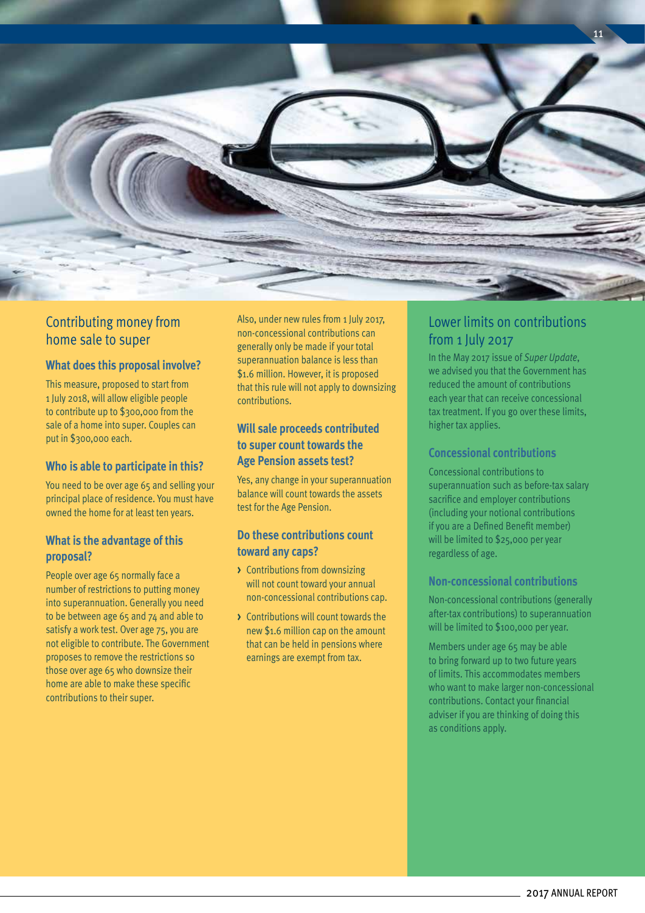## Contributing money from home sale to super

### What does this proposal involve?

This measure, proposed to start from 1 July 2018, will allow eligible people to contribute up to $300,000 from the sale of a home into super. Couples can put in $300,000 each.

### Who is able to participate in this?

You need to be over age 65 and selling your principal place of residence. You must have owned the home for at least ten years.

### What is the advantage of this proposal?

People over age 65 normally face a number of restrictions to putting money into superannuation. Generally you need to be between age 65 and 74 and able to satisfy a work test. Over age 75, you are not eligible to contribute. The Government proposes to remove the restrictions so those over age 65 who downsize their home are able to make these specific contributions to their super.

Also, under new rules from 1 July 2017, non-concessional contributions can generally only be made if your total superannuation balance is less than $1.6 million. However, it is proposed that this rule will not apply to downsizing contributions.

### Will sale proceeds contributed to super count towards the Age Pension assets test?

Yes, any change in your superannuation balance will count towards the assets test for the Age Pension.

### Do these contributions count toward any caps?

- Contributions from downsizing will not count toward your annual non-concessional contributions cap.
- Contributions will count towards the new $1.6 million cap on the amount that can be held in pensions where earnings are exempt from tax.

## Lower limits on contributions from 1 July 2017

In the May 2017 issue of *Super Update*, we advised you that the Government has reduced the amount of contributions each year that can receive concessional tax treatment. If you go over these limits, higher tax applies.

### Concessional contributions

Concessional contributions to superannuation such as before-tax salary sacrifice and employer contributions (including your notional contributions if you are a Defined Benefit member) will be limited to $25,000 per year regardless of age.

### Non-concessional contributions

Non-concessional contributions (generally after-tax contributions) to superannuation will be limited to $100,000 per year.

Members under age 65 may be able to bring forward up to two future years of limits. This accommodates members who want to make larger non-concessional contributions. Contact your financial adviser if you are thinking of doing this as conditions apply.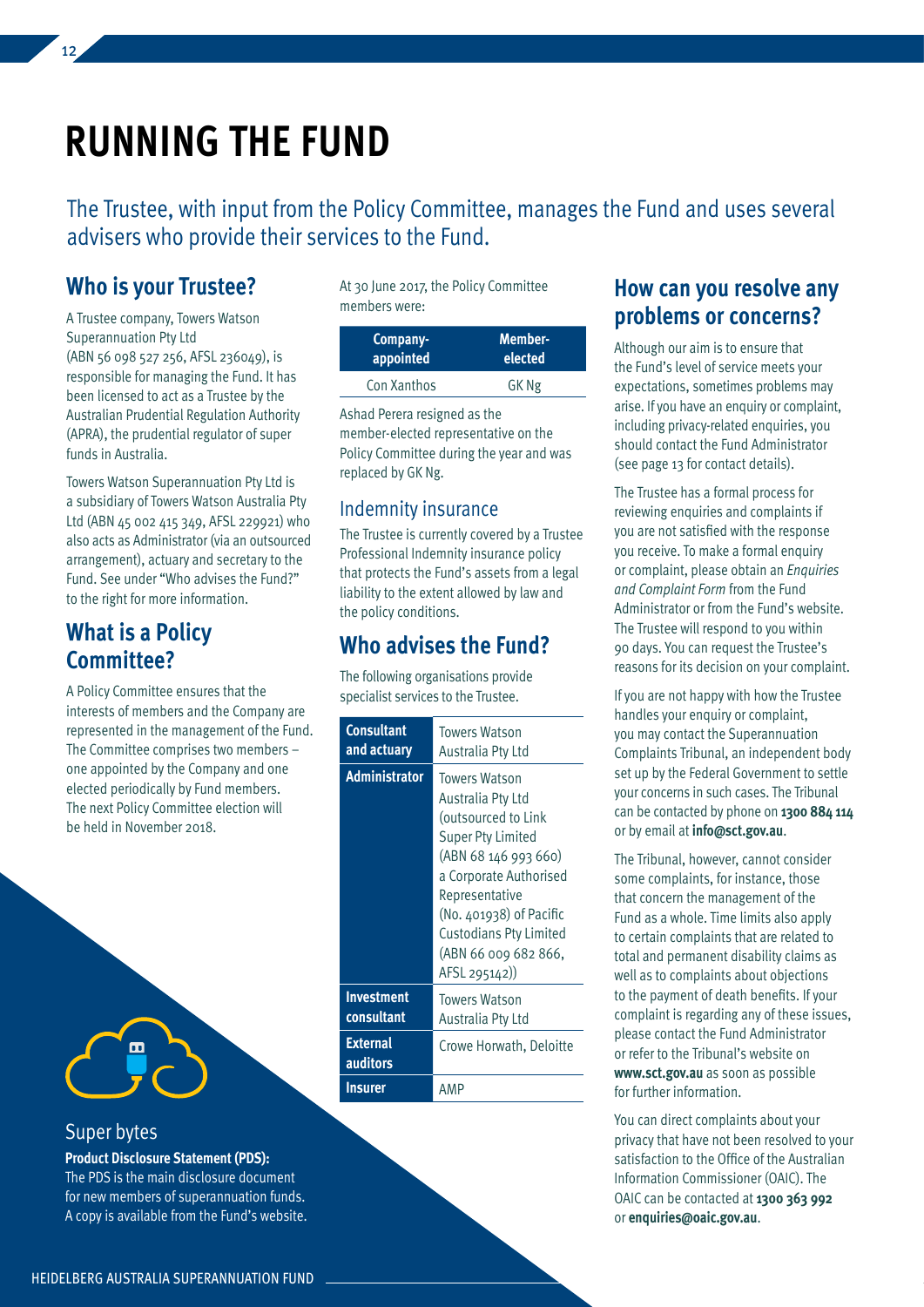# RUNNING THE FUND

The Trustee, with input from the Policy Committee, manages the Fund and uses several advisers who provide their services to the Fund.

## Who is your Trustee?

A Trustee company, Towers Watson Superannuation Pty Ltd (ABN 56 098 527 256, AFSL 236049), is responsible for managing the Fund. It has been licensed to act as a Trustee by the Australian Prudential Regulation Authority (APRA), the prudential regulator of super funds in Australia.

Towers Watson Superannuation Pty Ltd is a subsidiary of Towers Watson Australia Pty Ltd (ABN 45 002 415 349, AFSL 229921) who also acts as Administrator (via an outsourced arrangement), actuary and secretary to the Fund. See under "Who advises the Fund?" to the right for more information.

## What is a Policy Committee?

A Policy Committee ensures that the interests of members and the Company are represented in the management of the Fund. The Committee comprises two members – one appointed by the Company and one elected periodically by Fund members. The next Policy Committee election will be held in November 2018.

At 30 June 2017, the Policy Committee members were:

| Company-appointed | Member-elected |
|---|---|
| Con Xanthos | GK Ng |

Ashad Perera resigned as the member-elected representative on the Policy Committee during the year and was replaced by GK Ng.

### Indemnity insurance

The Trustee is currently covered by a Trustee Professional Indemnity insurance policy that protects the Fund's assets from a legal liability to the extent allowed by law and the policy conditions.

## Who advises the Fund?

The following organisations provide specialist services to the Trustee.

| | |
|---|---|
| **Consultant and actuary** | Towers Watson Australia Pty Ltd |
| **Administrator** | Towers Watson Australia Pty Ltd (outsourced to Link Super Pty Limited (ABN 68 146 993 660) a Corporate Authorised Representative (No. 401938) of Pacific Custodians Pty Limited (ABN 66 009 682 866, AFSL 295142)) |
| **Investment consultant** | Towers Watson Australia Pty Ltd |
| **External auditors** | Crowe Horwath, Deloitte |
| **Insurer** | AMP |

## How can you resolve any problems or concerns?

Although our aim is to ensure that the Fund's level of service meets your expectations, sometimes problems may arise. If you have an enquiry or complaint, including privacy-related enquiries, you should contact the Fund Administrator (see page 13 for contact details).

The Trustee has a formal process for reviewing enquiries and complaints if you are not satisfied with the response you receive. To make a formal enquiry or complaint, please obtain an *Enquiries and Complaint Form* from the Fund Administrator or from the Fund's website. The Trustee will respond to you within 90 days. You can request the Trustee's reasons for its decision on your complaint.

If you are not happy with how the Trustee handles your enquiry or complaint, you may contact the Superannuation Complaints Tribunal, an independent body set up by the Federal Government to settle your concerns in such cases. The Tribunal can be contacted by phone on **1300 884 114** or by email at **info@sct.gov.au**.

The Tribunal, however, cannot consider some complaints, for instance, those that concern the management of the Fund as a whole. Time limits also apply to certain complaints that are related to total and permanent disability claims as well as to complaints about objections to the payment of death benefits. If your complaint is regarding any of these issues, please contact the Fund Administrator or refer to the Tribunal's website on **www.sct.gov.au** as soon as possible for further information.

You can direct complaints about your privacy that have not been resolved to your satisfaction to the Office of the Australian Information Commissioner (OAIC). The OAIC can be contacted at **1300 363 992** or **enquiries@oaic.gov.au**.

### Super bytes

**Product Disclosure Statement (PDS):**
The PDS is the main disclosure document for new members of superannuation funds. A copy is available from the Fund's website.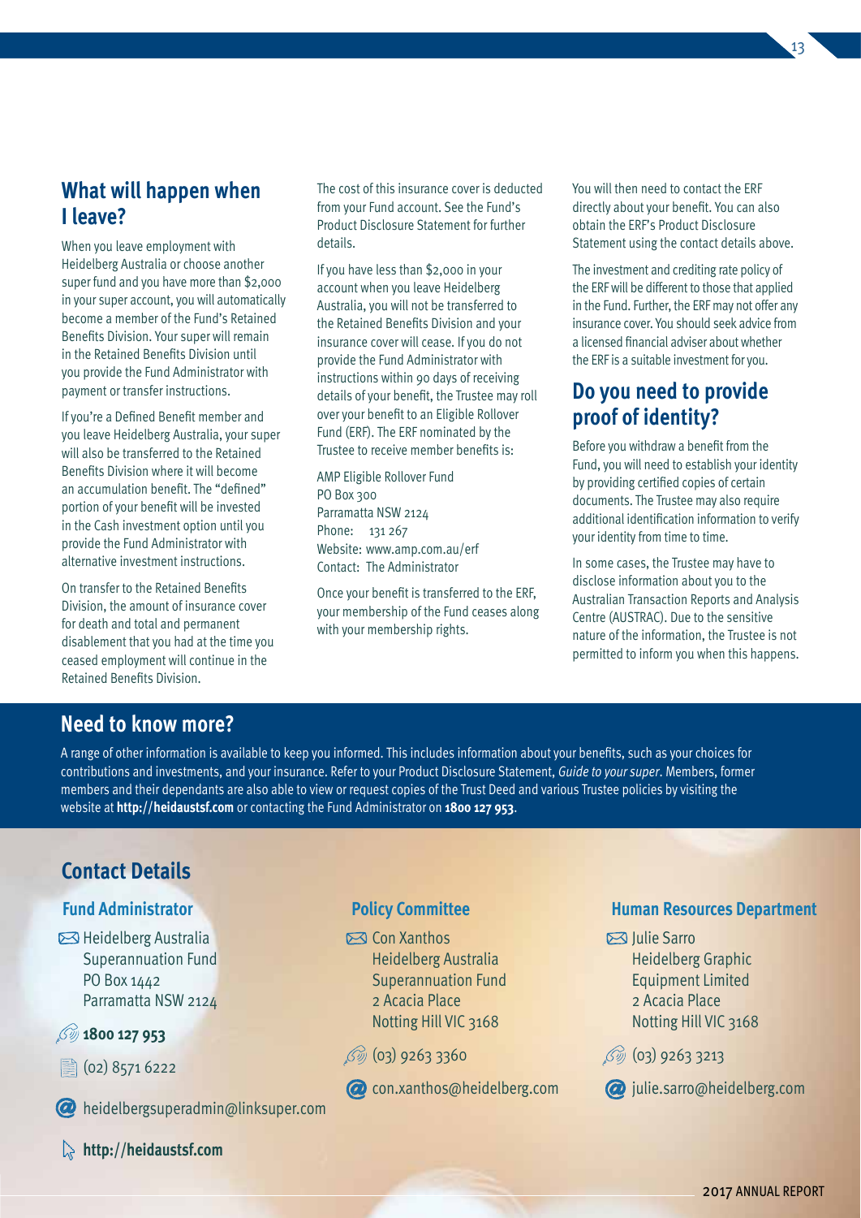## What will happen when I leave?

When you leave employment with Heidelberg Australia or choose another super fund and you have more than $2,000 in your super account, you will automatically become a member of the Fund's Retained Benefits Division. Your super will remain in the Retained Benefits Division until you provide the Fund Administrator with payment or transfer instructions.

If you're a Defined Benefit member and you leave Heidelberg Australia, your super will also be transferred to the Retained Benefits Division where it will become an accumulation benefit. The "defined" portion of your benefit will be invested in the Cash investment option until you provide the Fund Administrator with alternative investment instructions.

On transfer to the Retained Benefits Division, the amount of insurance cover for death and total and permanent disablement that you had at the time you ceased employment will continue in the Retained Benefits Division.

The cost of this insurance cover is deducted from your Fund account. See the Fund's Product Disclosure Statement for further details.

If you have less than $2,000 in your account when you leave Heidelberg Australia, you will not be transferred to the Retained Benefits Division and your insurance cover will cease. If you do not provide the Fund Administrator with instructions within 90 days of receiving details of your benefit, the Trustee may roll over your benefit to an Eligible Rollover Fund (ERF). The ERF nominated by the Trustee to receive member benefits is:

AMP Eligible Rollover Fund
PO Box 300
Parramatta NSW 2124
Phone: 131 267
Website: www.amp.com.au/erf
Contact: The Administrator

Once your benefit is transferred to the ERF, your membership of the Fund ceases along with your membership rights.

You will then need to contact the ERF directly about your benefit. You can also obtain the ERF's Product Disclosure Statement using the contact details above.

The investment and crediting rate policy of the ERF will be different to those that applied in the Fund. Further, the ERF may not offer any insurance cover. You should seek advice from a licensed financial adviser about whether the ERF is a suitable investment for you.

## Do you need to provide proof of identity?

Before you withdraw a benefit from the Fund, you will need to establish your identity by providing certified copies of certain documents. The Trustee may also require additional identification information to verify your identity from time to time.

In some cases, the Trustee may have to disclose information about you to the Australian Transaction Reports and Analysis Centre (AUSTRAC). Due to the sensitive nature of the information, the Trustee is not permitted to inform you when this happens.

## Need to know more?

A range of other information is available to keep you informed. This includes information about your benefits, such as your choices for contributions and investments, and your insurance. Refer to your Product Disclosure Statement, *Guide to your super*. Members, former members and their dependants are also able to view or request copies of the Trust Deed and various Trustee policies by visiting the website at **http://heidaustsf.com** or contacting the Fund Administrator on **1800 127 953**.

## Contact Details

### Fund Administrator

Heidelberg Australia
Superannuation Fund
PO Box 1442
Parramatta NSW 2124

**1800 127 953**

(02) 8571 6222

heidelbergsuperadmin@linksuper.com

**http://heidaustsf.com**

### Policy Committee

Con Xanthos
Heidelberg Australia
Superannuation Fund
2 Acacia Place
Notting Hill VIC 3168

(03) 9263 3360

con.xanthos@heidelberg.com

### Human Resources Department

Julie Sarro
Heidelberg Graphic
Equipment Limited
2 Acacia Place
Notting Hill VIC 3168

(03) 9263 3213

julie.sarro@heidelberg.com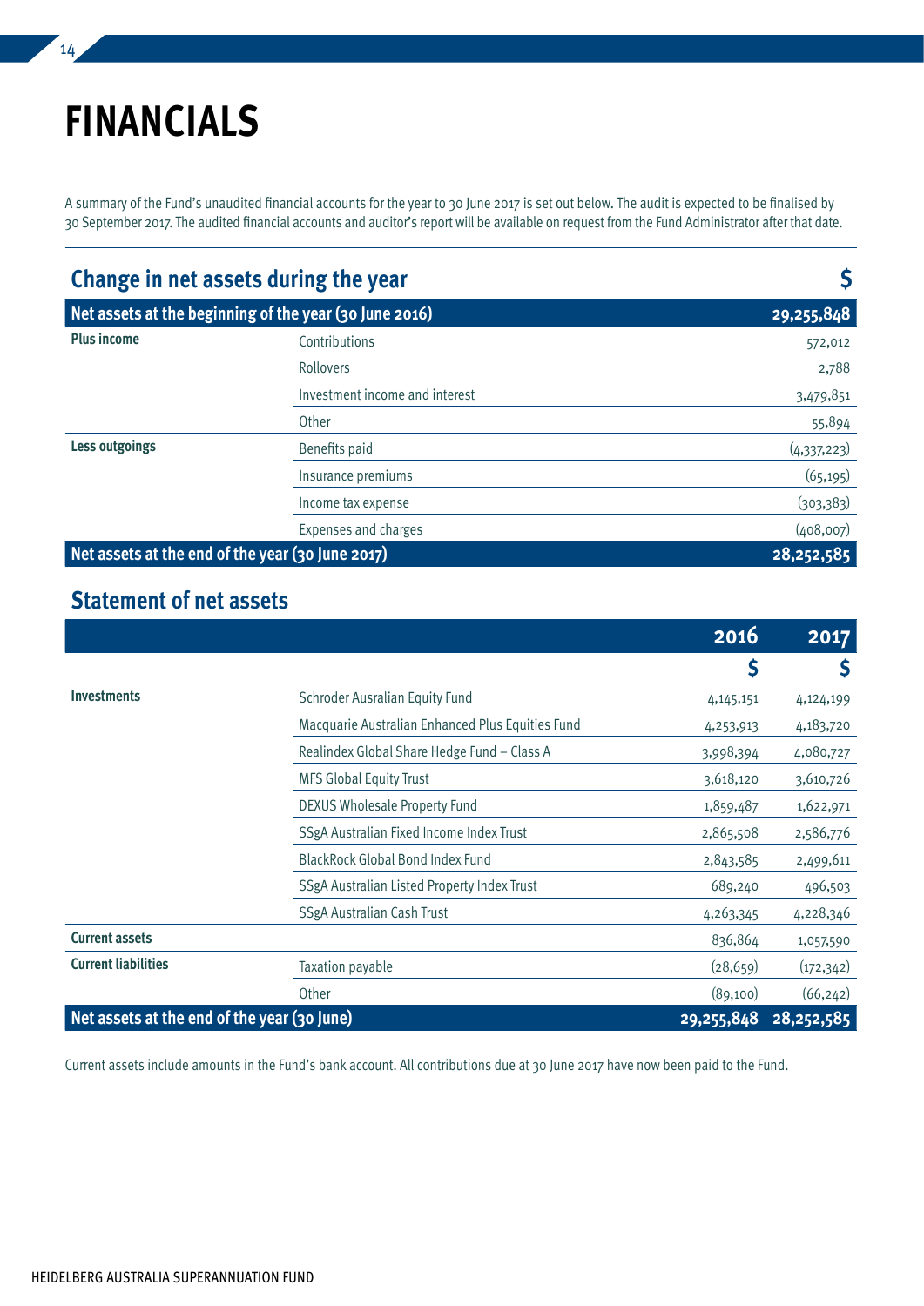# FINANCIALS

A summary of the Fund's unaudited financial accounts for the year to 30 June 2017 is set out below. The audit is expected to be finalised by 30 September 2017. The audited financial accounts and auditor's report will be available on request from the Fund Administrator after that date.

## Change in net assets during the year

| | | $ |
|---|---|---|
| **Net assets at the beginning of the year (30 June 2016)** | | **29,255,848** |
| **Plus income** | Contributions | 572,012 |
| | Rollovers | 2,788 |
| | Investment income and interest | 3,479,851 |
| | Other | 55,894 |
| **Less outgoings** | Benefits paid | (4,337,223) |
| | Insurance premiums | (65,195) |
| | Income tax expense | (303,383) |
| | Expenses and charges | (408,007) |
| **Net assets at the end of the year (30 June 2017)** | | **28,252,585** |

## Statement of net assets

| | | 2016 | 2017 |
|---|---|---|---|
| | | $ | $ |
| **Investments** | Schroder Ausralian Equity Fund | 4,145,151 | 4,124,199 |
| | Macquarie Australian Enhanced Plus Equities Fund | 4,253,913 | 4,183,720 |
| | Realindex Global Share Hedge Fund – Class A | 3,998,394 | 4,080,727 |
| | MFS Global Equity Trust | 3,618,120 | 3,610,726 |
| | DEXUS Wholesale Property Fund | 1,859,487 | 1,622,971 |
| | SSgA Australian Fixed Income Index Trust | 2,865,508 | 2,586,776 |
| | BlackRock Global Bond Index Fund | 2,843,585 | 2,499,611 |
| | SSgA Australian Listed Property Index Trust | 689,240 | 496,503 |
| | SSgA Australian Cash Trust | 4,263,345 | 4,228,346 |
| **Current assets** | | 836,864 | 1,057,590 |
| **Current liabilities** | Taxation payable | (28,659) | (172,342) |
| | Other | (89,100) | (66,242) |
| **Net assets at the end of the year (30 June)** | | **29,255,848** | **28,252,585** |

Current assets include amounts in the Fund's bank account. All contributions due at 30 June 2017 have now been paid to the Fund.